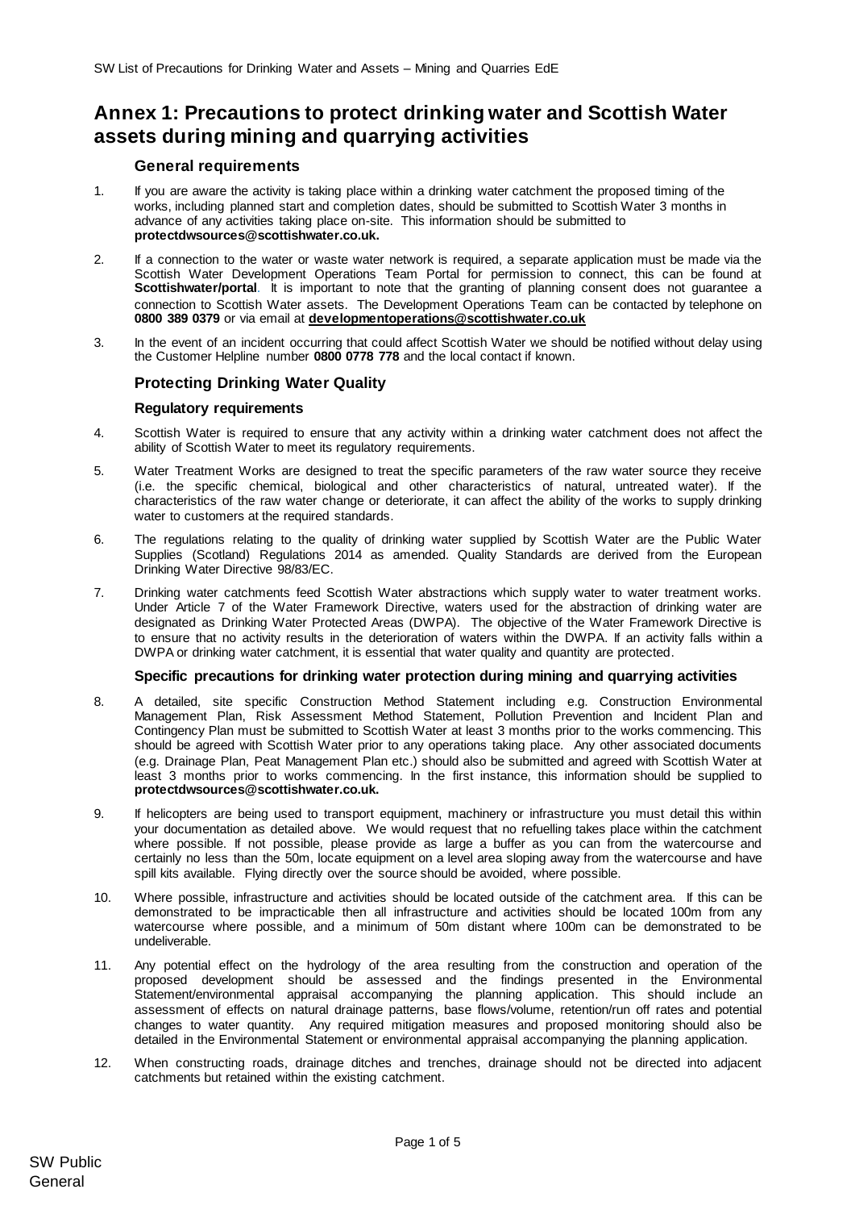# Annex 1: Precautions to protect drinking water and Scottish Water assets during mining and quarrying activities

## General requirements

1. If you are aware the activity is taking place within a drinking water catchment the proposed timing of the works, including planned start and completion dates, should be submitted to Scottish Water 3 months in advance of any activities taking place on-site. This information should be submitted to **protectdwsources@scottishwater.co.uk.**

2. If a connection to the water or waste water network is required, a separate application must be made via the Scottish Water Development Operations Team Portal for permission to connect, this can be found at **Scottishwater/portal**. It is important to note that the granting of planning consent does not guarantee a connection to Scottish Water assets. The Development Operations Team can be contacted by telephone on **0800 389 0379** or via email at **developmentoperations@scottishwater.co.uk**

3. In the event of an incident occurring that could affect Scottish Water we should be notified without delay using the Customer Helpline number **0800 0778 778** and the local contact if known.

## Protecting Drinking Water Quality

### Regulatory requirements

4. Scottish Water is required to ensure that any activity within a drinking water catchment does not affect the ability of Scottish Water to meet its regulatory requirements.

5. Water Treatment Works are designed to treat the specific parameters of the raw water source they receive (i.e. the specific chemical, biological and other characteristics of natural, untreated water). If the characteristics of the raw water change or deteriorate, it can affect the ability of the works to supply drinking water to customers at the required standards.

6. The regulations relating to the quality of drinking water supplied by Scottish Water are the Public Water Supplies (Scotland) Regulations 2014 as amended. Quality Standards are derived from the European Drinking Water Directive 98/83/EC.

7. Drinking water catchments feed Scottish Water abstractions which supply water to water treatment works. Under Article 7 of the Water Framework Directive, waters used for the abstraction of drinking water are designated as Drinking Water Protected Areas (DWPA). The objective of the Water Framework Directive is to ensure that no activity results in the deterioration of waters within the DWPA. If an activity falls within a DWPA or drinking water catchment, it is essential that water quality and quantity are protected.

### Specific precautions for drinking water protection during mining and quarrying activities

8. A detailed, site specific Construction Method Statement including e.g. Construction Environmental Management Plan, Risk Assessment Method Statement, Pollution Prevention and Incident Plan and Contingency Plan must be submitted to Scottish Water at least 3 months prior to the works commencing. This should be agreed with Scottish Water prior to any operations taking place. Any other associated documents (e.g. Drainage Plan, Peat Management Plan etc.) should also be submitted and agreed with Scottish Water at least 3 months prior to works commencing. In the first instance, this information should be supplied to **protectdwsources@scottishwater.co.uk.**

9. If helicopters are being used to transport equipment, machinery or infrastructure you must detail this within your documentation as detailed above. We would request that no refuelling takes place within the catchment where possible. If not possible, please provide as large a buffer as you can from the watercourse and certainly no less than the 50m, locate equipment on a level area sloping away from the watercourse and have spill kits available. Flying directly over the source should be avoided, where possible.

10. Where possible, infrastructure and activities should be located outside of the catchment area. If this can be demonstrated to be impracticable then all infrastructure and activities should be located 100m from any watercourse where possible, and a minimum of 50m distant where 100m can be demonstrated to be undeliverable.

11. Any potential effect on the hydrology of the area resulting from the construction and operation of the proposed development should be assessed and the findings presented in the Environmental Statement/environmental appraisal accompanying the planning application. This should include an assessment of effects on natural drainage patterns, base flows/volume, retention/run off rates and potential changes to water quantity. Any required mitigation measures and proposed monitoring should also be detailed in the Environmental Statement or environmental appraisal accompanying the planning application.

12. When constructing roads, drainage ditches and trenches, drainage should not be directed into adjacent catchments but retained within the existing catchment.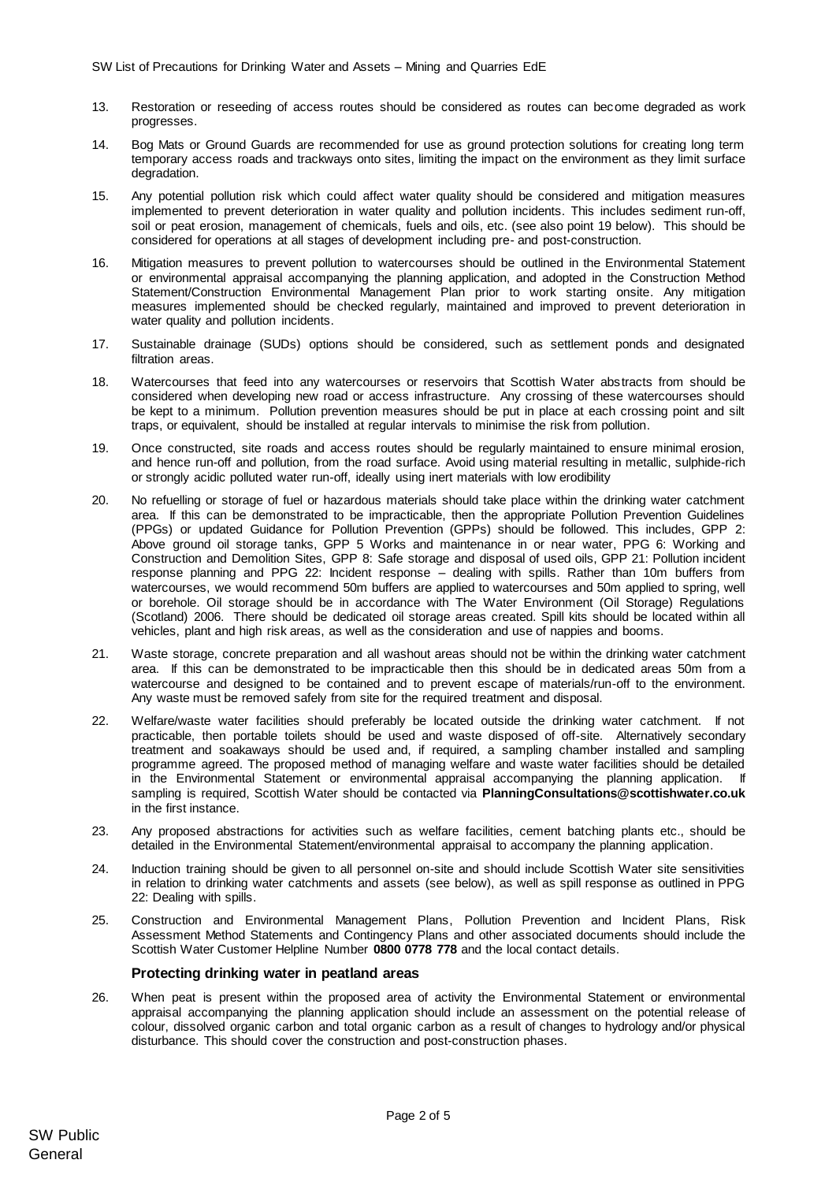13. Restoration or reseeding of access routes should be considered as routes can become degraded as work progresses.

14. Bog Mats or Ground Guards are recommended for use as ground protection solutions for creating long term temporary access roads and trackways onto sites, limiting the impact on the environment as they limit surface degradation.

15. Any potential pollution risk which could affect water quality should be considered and mitigation measures implemented to prevent deterioration in water quality and pollution incidents. This includes sediment run-off, soil or peat erosion, management of chemicals, fuels and oils, etc. (see also point 19 below). This should be considered for operations at all stages of development including pre- and post-construction.

16. Mitigation measures to prevent pollution to watercourses should be outlined in the Environmental Statement or environmental appraisal accompanying the planning application, and adopted in the Construction Method Statement/Construction Environmental Management Plan prior to work starting onsite. Any mitigation measures implemented should be checked regularly, maintained and improved to prevent deterioration in water quality and pollution incidents.

17. Sustainable drainage (SUDs) options should be considered, such as settlement ponds and designated filtration areas.

18. Watercourses that feed into any watercourses or reservoirs that Scottish Water abstracts from should be considered when developing new road or access infrastructure. Any crossing of these watercourses should be kept to a minimum. Pollution prevention measures should be put in place at each crossing point and silt traps, or equivalent, should be installed at regular intervals to minimise the risk from pollution.

19. Once constructed, site roads and access routes should be regularly maintained to ensure minimal erosion, and hence run-off and pollution, from the road surface. Avoid using material resulting in metallic, sulphide-rich or strongly acidic polluted water run-off, ideally using inert materials with low erodibility

20. No refuelling or storage of fuel or hazardous materials should take place within the drinking water catchment area. If this can be demonstrated to be impracticable, then the appropriate Pollution Prevention Guidelines (PPGs) or updated Guidance for Pollution Prevention (GPPs) should be followed. This includes, GPP 2: Above ground oil storage tanks, GPP 5 Works and maintenance in or near water, PPG 6: Working and Construction and Demolition Sites, GPP 8: Safe storage and disposal of used oils, GPP 21: Pollution incident response planning and PPG 22: Incident response – dealing with spills. Rather than 10m buffers from watercourses, we would recommend 50m buffers are applied to watercourses and 50m applied to spring, well or borehole. Oil storage should be in accordance with The Water Environment (Oil Storage) Regulations (Scotland) 2006. There should be dedicated oil storage areas created. Spill kits should be located within all vehicles, plant and high risk areas, as well as the consideration and use of nappies and booms.

21. Waste storage, concrete preparation and all washout areas should not be within the drinking water catchment area. If this can be demonstrated to be impracticable then this should be in dedicated areas 50m from a watercourse and designed to be contained and to prevent escape of materials/run-off to the environment. Any waste must be removed safely from site for the required treatment and disposal.

22. Welfare/waste water facilities should preferably be located outside the drinking water catchment. If not practicable, then portable toilets should be used and waste disposed of off-site. Alternatively secondary treatment and soakaways should be used and, if required, a sampling chamber installed and sampling programme agreed. The proposed method of managing welfare and waste water facilities should be detailed in the Environmental Statement or environmental appraisal accompanying the planning application. If sampling is required, Scottish Water should be contacted via **PlanningConsultations@scottishwater.co.uk** in the first instance.

23. Any proposed abstractions for activities such as welfare facilities, cement batching plants etc., should be detailed in the Environmental Statement/environmental appraisal to accompany the planning application.

24. Induction training should be given to all personnel on-site and should include Scottish Water site sensitivities in relation to drinking water catchments and assets (see below), as well as spill response as outlined in PPG 22: Dealing with spills.

25. Construction and Environmental Management Plans, Pollution Prevention and Incident Plans, Risk Assessment Method Statements and Contingency Plans and other associated documents should include the Scottish Water Customer Helpline Number **0800 0778 778** and the local contact details.

### Protecting drinking water in peatland areas

26. When peat is present within the proposed area of activity the Environmental Statement or environmental appraisal accompanying the planning application should include an assessment on the potential release of colour, dissolved organic carbon and total organic carbon as a result of changes to hydrology and/or physical disturbance. This should cover the construction and post-construction phases.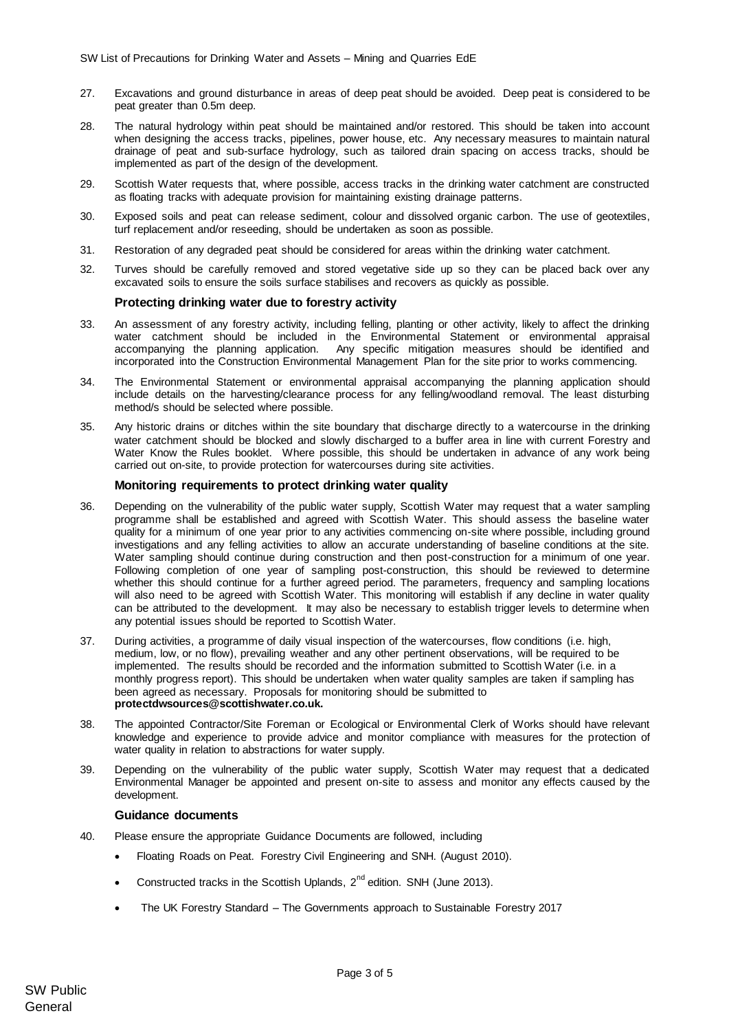27. Excavations and ground disturbance in areas of deep peat should be avoided. Deep peat is considered to be peat greater than 0.5m deep.

28. The natural hydrology within peat should be maintained and/or restored. This should be taken into account when designing the access tracks, pipelines, power house, etc. Any necessary measures to maintain natural drainage of peat and sub-surface hydrology, such as tailored drain spacing on access tracks, should be implemented as part of the design of the development.

29. Scottish Water requests that, where possible, access tracks in the drinking water catchment are constructed as floating tracks with adequate provision for maintaining existing drainage patterns.

30. Exposed soils and peat can release sediment, colour and dissolved organic carbon. The use of geotextiles, turf replacement and/or reseeding, should be undertaken as soon as possible.

31. Restoration of any degraded peat should be considered for areas within the drinking water catchment.

32. Turves should be carefully removed and stored vegetative side up so they can be placed back over any excavated soils to ensure the soils surface stabilises and recovers as quickly as possible.

### Protecting drinking water due to forestry activity

33. An assessment of any forestry activity, including felling, planting or other activity, likely to affect the drinking water catchment should be included in the Environmental Statement or environmental appraisal accompanying the planning application. Any specific mitigation measures should be identified and incorporated into the Construction Environmental Management Plan for the site prior to works commencing.

34. The Environmental Statement or environmental appraisal accompanying the planning application should include details on the harvesting/clearance process for any felling/woodland removal. The least disturbing method/s should be selected where possible.

35. Any historic drains or ditches within the site boundary that discharge directly to a watercourse in the drinking water catchment should be blocked and slowly discharged to a buffer area in line with current Forestry and Water Know the Rules booklet. Where possible, this should be undertaken in advance of any work being carried out on-site, to provide protection for watercourses during site activities.

### Monitoring requirements to protect drinking water quality

36. Depending on the vulnerability of the public water supply, Scottish Water may request that a water sampling programme shall be established and agreed with Scottish Water. This should assess the baseline water quality for a minimum of one year prior to any activities commencing on-site where possible, including ground investigations and any felling activities to allow an accurate understanding of baseline conditions at the site. Water sampling should continue during construction and then post-construction for a minimum of one year. Following completion of one year of sampling post-construction, this should be reviewed to determine whether this should continue for a further agreed period. The parameters, frequency and sampling locations will also need to be agreed with Scottish Water. This monitoring will establish if any decline in water quality can be attributed to the development. It may also be necessary to establish trigger levels to determine when any potential issues should be reported to Scottish Water.

37. During activities, a programme of daily visual inspection of the watercourses, flow conditions (i.e. high, medium, low, or no flow), prevailing weather and any other pertinent observations, will be required to be implemented. The results should be recorded and the information submitted to Scottish Water (i.e. in a monthly progress report). This should be undertaken when water quality samples are taken if sampling has been agreed as necessary. Proposals for monitoring should be submitted to **protectdwsources@scottishwater.co.uk.**

38. The appointed Contractor/Site Foreman or Ecological or Environmental Clerk of Works should have relevant knowledge and experience to provide advice and monitor compliance with measures for the protection of water quality in relation to abstractions for water supply.

39. Depending on the vulnerability of the public water supply, Scottish Water may request that a dedicated Environmental Manager be appointed and present on-site to assess and monitor any effects caused by the development.

### Guidance documents

40. Please ensure the appropriate Guidance Documents are followed, including

- Floating Roads on Peat. Forestry Civil Engineering and SNH. (August 2010).
- Constructed tracks in the Scottish Uplands, 2nd edition. SNH (June 2013).
- The UK Forestry Standard – The Governments approach to Sustainable Forestry 2017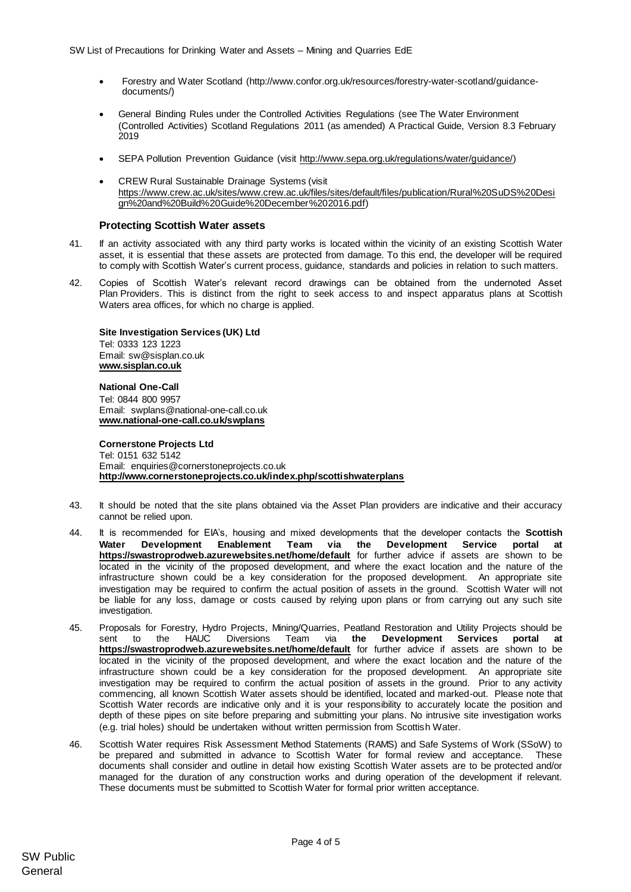- Forestry and Water Scotland (http://www.confor.org.uk/resources/forestry-water-scotland/guidance-documents/)
- General Binding Rules under the Controlled Activities Regulations (see The Water Environment (Controlled Activities) Scotland Regulations 2011 (as amended) A Practical Guide, Version 8.3 February 2019
- SEPA Pollution Prevention Guidance (visit http://www.sepa.org.uk/regulations/water/guidance/)
- CREW Rural Sustainable Drainage Systems (visit https://www.crew.ac.uk/sites/www.crew.ac.uk/files/sites/default/files/publication/Rural%20SuDS%20Design%20and%20Build%20Guide%20December%202016.pdf)

### Protecting Scottish Water assets

41. If an activity associated with any third party works is located within the vicinity of an existing Scottish Water asset, it is essential that these assets are protected from damage. To this end, the developer will be required to comply with Scottish Water's current process, guidance, standards and policies in relation to such matters.

42. Copies of Scottish Water's relevant record drawings can be obtained from the undernoted Asset Plan Providers. This is distinct from the right to seek access to and inspect apparatus plans at Scottish Waters area offices, for which no charge is applied.

**Site Investigation Services (UK) Ltd**
Tel: 0333 123 1223
Email: sw@sisplan.co.uk
**www.sisplan.co.uk**

**National One-Call**
Tel: 0844 800 9957
Email: swplans@national-one-call.co.uk
**www.national-one-call.co.uk/swplans**

**Cornerstone Projects Ltd**
Tel: 0151 632 5142
Email: enquiries@cornerstoneprojects.co.uk
**http://www.cornerstoneprojects.co.uk/index.php/scottishwaterplans**

43. It should be noted that the site plans obtained via the Asset Plan providers are indicative and their accuracy cannot be relied upon.

44. It is recommended for EIA's, housing and mixed developments that the developer contacts the **Scottish Water Development Enablement Team via the Development Service portal at https://swastroprodweb.azurewebsites.net/home/default** for further advice if assets are shown to be located in the vicinity of the proposed development, and where the exact location and the nature of the infrastructure shown could be a key consideration for the proposed development. An appropriate site investigation may be required to confirm the actual position of assets in the ground. Scottish Water will not be liable for any loss, damage or costs caused by relying upon plans or from carrying out any such site investigation.

45. Proposals for Forestry, Hydro Projects, Mining/Quarries, Peatland Restoration and Utility Projects should be sent to the HAUC Diversions Team via **the Development Services portal at https://swastroprodweb.azurewebsites.net/home/default** for further advice if assets are shown to be located in the vicinity of the proposed development, and where the exact location and the nature of the infrastructure shown could be a key consideration for the proposed development. An appropriate site investigation may be required to confirm the actual position of assets in the ground. Prior to any activity commencing, all known Scottish Water assets should be identified, located and marked-out. Please note that Scottish Water records are indicative only and it is your responsibility to accurately locate the position and depth of these pipes on site before preparing and submitting your plans. No intrusive site investigation works (e.g. trial holes) should be undertaken without written permission from Scottish Water.

46. Scottish Water requires Risk Assessment Method Statements (RAMS) and Safe Systems of Work (SSoW) to be prepared and submitted in advance to Scottish Water for formal review and acceptance. These documents shall consider and outline in detail how existing Scottish Water assets are to be protected and/or managed for the duration of any construction works and during operation of the development if relevant. These documents must be submitted to Scottish Water for formal prior written acceptance.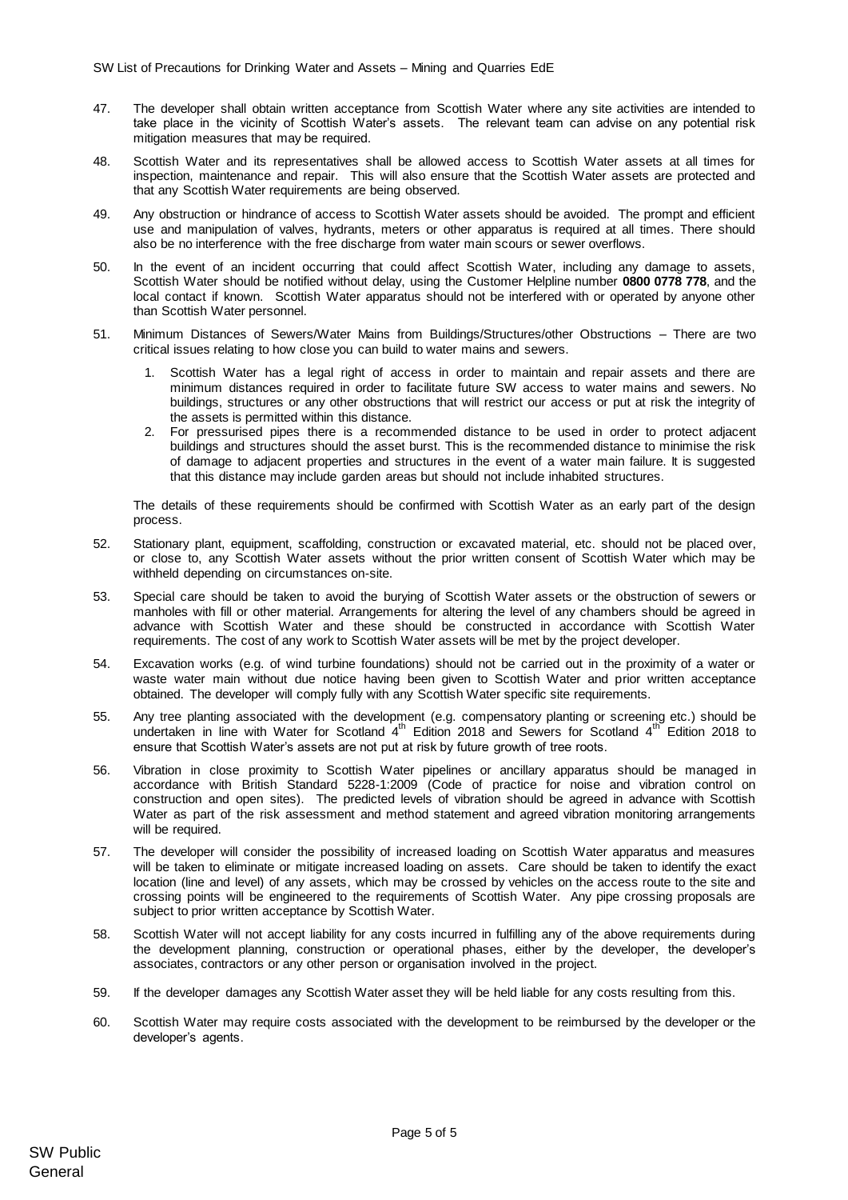47. The developer shall obtain written acceptance from Scottish Water where any site activities are intended to take place in the vicinity of Scottish Water's assets. The relevant team can advise on any potential risk mitigation measures that may be required.

48. Scottish Water and its representatives shall be allowed access to Scottish Water assets at all times for inspection, maintenance and repair. This will also ensure that the Scottish Water assets are protected and that any Scottish Water requirements are being observed.

49. Any obstruction or hindrance of access to Scottish Water assets should be avoided. The prompt and efficient use and manipulation of valves, hydrants, meters or other apparatus is required at all times. There should also be no interference with the free discharge from water main scours or sewer overflows.

50. In the event of an incident occurring that could affect Scottish Water, including any damage to assets, Scottish Water should be notified without delay, using the Customer Helpline number **0800 0778 778**, and the local contact if known. Scottish Water apparatus should not be interfered with or operated by anyone other than Scottish Water personnel.

51. Minimum Distances of Sewers/Water Mains from Buildings/Structures/other Obstructions – There are two critical issues relating to how close you can build to water mains and sewers.

    1. Scottish Water has a legal right of access in order to maintain and repair assets and there are minimum distances required in order to facilitate future SW access to water mains and sewers. No buildings, structures or any other obstructions that will restrict our access or put at risk the integrity of the assets is permitted within this distance.
    2. For pressurised pipes there is a recommended distance to be used in order to protect adjacent buildings and structures should the asset burst. This is the recommended distance to minimise the risk of damage to adjacent properties and structures in the event of a water main failure. It is suggested that this distance may include garden areas but should not include inhabited structures.

    The details of these requirements should be confirmed with Scottish Water as an early part of the design process.

52. Stationary plant, equipment, scaffolding, construction or excavated material, etc. should not be placed over, or close to, any Scottish Water assets without the prior written consent of Scottish Water which may be withheld depending on circumstances on-site.

53. Special care should be taken to avoid the burying of Scottish Water assets or the obstruction of sewers or manholes with fill or other material. Arrangements for altering the level of any chambers should be agreed in advance with Scottish Water and these should be constructed in accordance with Scottish Water requirements. The cost of any work to Scottish Water assets will be met by the project developer.

54. Excavation works (e.g. of wind turbine foundations) should not be carried out in the proximity of a water or waste water main without due notice having been given to Scottish Water and prior written acceptance obtained. The developer will comply fully with any Scottish Water specific site requirements.

55. Any tree planting associated with the development (e.g. compensatory planting or screening etc.) should be undertaken in line with Water for Scotland 4th Edition 2018 and Sewers for Scotland 4th Edition 2018 to ensure that Scottish Water's assets are not put at risk by future growth of tree roots.

56. Vibration in close proximity to Scottish Water pipelines or ancillary apparatus should be managed in accordance with British Standard 5228-1:2009 (Code of practice for noise and vibration control on construction and open sites). The predicted levels of vibration should be agreed in advance with Scottish Water as part of the risk assessment and method statement and agreed vibration monitoring arrangements will be required.

57. The developer will consider the possibility of increased loading on Scottish Water apparatus and measures will be taken to eliminate or mitigate increased loading on assets. Care should be taken to identify the exact location (line and level) of any assets, which may be crossed by vehicles on the access route to the site and crossing points will be engineered to the requirements of Scottish Water. Any pipe crossing proposals are subject to prior written acceptance by Scottish Water.

58. Scottish Water will not accept liability for any costs incurred in fulfilling any of the above requirements during the development planning, construction or operational phases, either by the developer, the developer's associates, contractors or any other person or organisation involved in the project.

59. If the developer damages any Scottish Water asset they will be held liable for any costs resulting from this.

60. Scottish Water may require costs associated with the development to be reimbursed by the developer or the developer's agents.